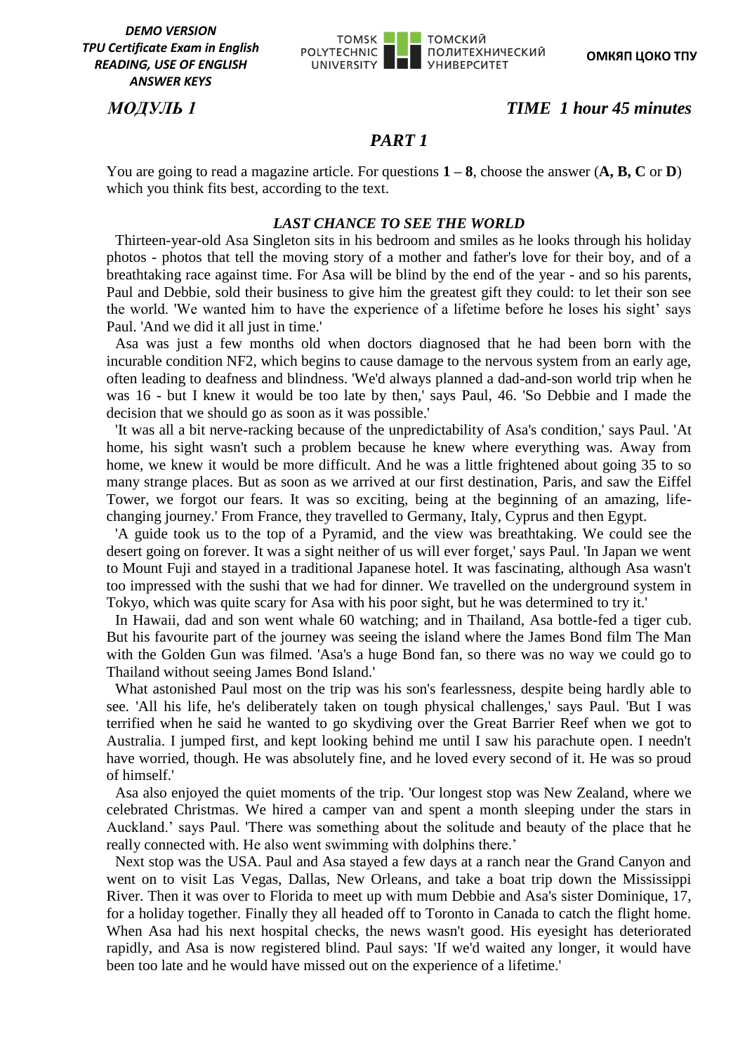*DEMO VERSION*
*TPU Certificate Exam in English*
*READING, USE OF ENGLISH*
*ANSWER KEYS*

TOMSK POLYTECHNIC UNIVERSITY ТОМСКИЙ ПОЛИТЕХНИЧЕСКИЙ УНИВЕРСИТЕТ

**ОМКЯП ЦОКО ТПУ**

***МОДУЛЬ 1*** ***TIME 1 hour 45 minutes***

## *PART 1*

You are going to read a magazine article. For questions **1 – 8**, choose the answer (**A, B, C** or **D**) which you think fits best, according to the text.

### *LAST CHANCE TO SEE THE WORLD*

Thirteen-year-old Asa Singleton sits in his bedroom and smiles as he looks through his holiday photos - photos that tell the moving story of a mother and father's love for their boy, and of a breathtaking race against time. For Asa will be blind by the end of the year - and so his parents, Paul and Debbie, sold their business to give him the greatest gift they could: to let their son see the world. 'We wanted him to have the experience of a lifetime before he loses his sight' says Paul. 'And we did it all just in time.'

Asa was just a few months old when doctors diagnosed that he had been born with the incurable condition NF2, which begins to cause damage to the nervous system from an early age, often leading to deafness and blindness. 'We'd always planned a dad-and-son world trip when he was 16 - but I knew it would be too late by then,' says Paul, 46. 'So Debbie and I made the decision that we should go as soon as it was possible.'

'It was all a bit nerve-racking because of the unpredictability of Asa's condition,' says Paul. 'At home, his sight wasn't such a problem because he knew where everything was. Away from home, we knew it would be more difficult. And he was a little frightened about going 35 to so many strange places. But as soon as we arrived at our first destination, Paris, and saw the Eiffel Tower, we forgot our fears. It was so exciting, being at the beginning of an amazing, life-changing journey.' From France, they travelled to Germany, Italy, Cyprus and then Egypt.

'A guide took us to the top of a Pyramid, and the view was breathtaking. We could see the desert going on forever. It was a sight neither of us will ever forget,' says Paul. 'In Japan we went to Mount Fuji and stayed in a traditional Japanese hotel. It was fascinating, although Asa wasn't too impressed with the sushi that we had for dinner. We travelled on the underground system in Tokyo, which was quite scary for Asa with his poor sight, but he was determined to try it.'

In Hawaii, dad and son went whale 60 watching; and in Thailand, Asa bottle-fed a tiger cub. But his favourite part of the journey was seeing the island where the James Bond film The Man with the Golden Gun was filmed. 'Asa's a huge Bond fan, so there was no way we could go to Thailand without seeing James Bond Island.'

What astonished Paul most on the trip was his son's fearlessness, despite being hardly able to see. 'All his life, he's deliberately taken on tough physical challenges,' says Paul. 'But I was terrified when he said he wanted to go skydiving over the Great Barrier Reef when we got to Australia. I jumped first, and kept looking behind me until I saw his parachute open. I needn't have worried, though. He was absolutely fine, and he loved every second of it. He was so proud of himself.'

Asa also enjoyed the quiet moments of the trip. 'Our longest stop was New Zealand, where we celebrated Christmas. We hired a camper van and spent a month sleeping under the stars in Auckland.' says Paul. 'There was something about the solitude and beauty of the place that he really connected with. He also went swimming with dolphins there.'

Next stop was the USA. Paul and Asa stayed a few days at a ranch near the Grand Canyon and went on to visit Las Vegas, Dallas, New Orleans, and take a boat trip down the Mississippi River. Then it was over to Florida to meet up with mum Debbie and Asa's sister Dominique, 17, for a holiday together. Finally they all headed off to Toronto in Canada to catch the flight home. When Asa had his next hospital checks, the news wasn't good. His eyesight has deteriorated rapidly, and Asa is now registered blind. Paul says: 'If we'd waited any longer, it would have been too late and he would have missed out on the experience of a lifetime.'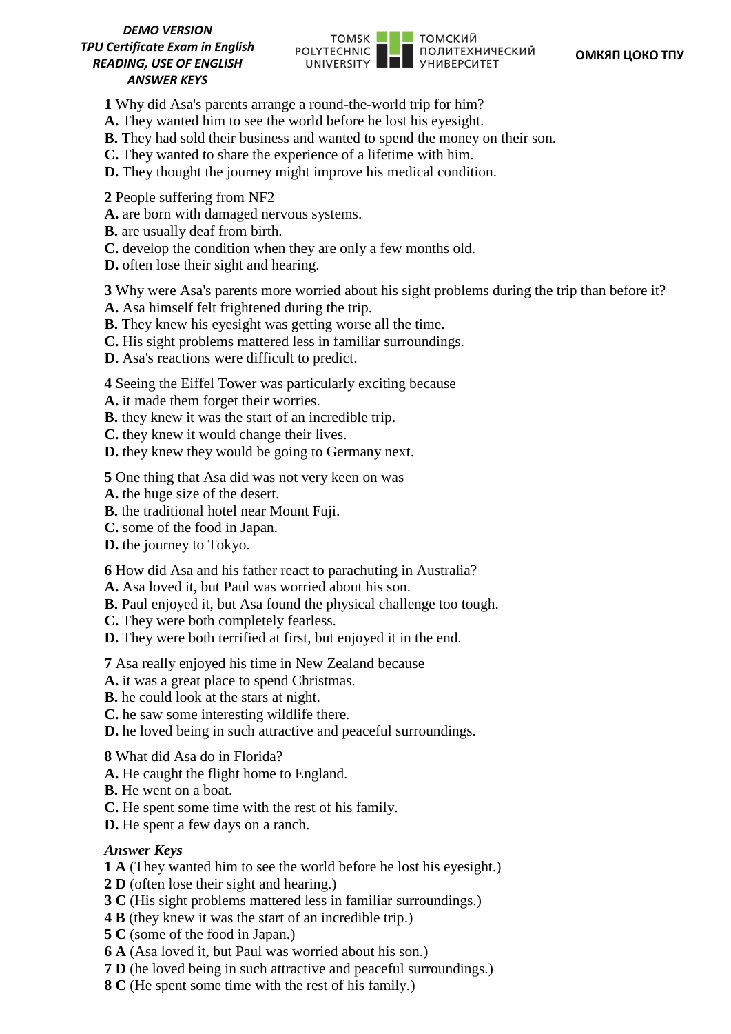**1** Why did Asa's parents arrange a round-the-world trip for him?
**A.** They wanted him to see the world before he lost his eyesight.
**B.** They had sold their business and wanted to spend the money on their son.
**C.** They wanted to share the experience of a lifetime with him.
**D.** They thought the journey might improve his medical condition.

**2** People suffering from NF2
**A.** are born with damaged nervous systems.
**B.** are usually deaf from birth.
**C.** develop the condition when they are only a few months old.
**D.** often lose their sight and hearing.

**3** Why were Asa's parents more worried about his sight problems during the trip than before it?
**A.** Asa himself felt frightened during the trip.
**B.** They knew his eyesight was getting worse all the time.
**C.** His sight problems mattered less in familiar surroundings.
**D.** Asa's reactions were difficult to predict.

**4** Seeing the Eiffel Tower was particularly exciting because
**A.** it made them forget their worries.
**B.** they knew it was the start of an incredible trip.
**C.** they knew it would change their lives.
**D.** they knew they would be going to Germany next.

**5** One thing that Asa did was not very keen on was
**A.** the huge size of the desert.
**B.** the traditional hotel near Mount Fuji.
**C.** some of the food in Japan.
**D.** the journey to Tokyo.

**6** How did Asa and his father react to parachuting in Australia?
**A.** Asa loved it, but Paul was worried about his son.
**B.** Paul enjoyed it, but Asa found the physical challenge too tough.
**C.** They were both completely fearless.
**D.** They were both terrified at first, but enjoyed it in the end.

**7** Asa really enjoyed his time in New Zealand because
**A.** it was a great place to spend Christmas.
**B.** he could look at the stars at night.
**C.** he saw some interesting wildlife there.
**D.** he loved being in such attractive and peaceful surroundings.

**8** What did Asa do in Florida?
**A.** He caught the flight home to England.
**B.** He went on a boat.
**C.** He spent some time with the rest of his family.
**D.** He spent a few days on a ranch.

***Answer Keys***
**1 A** (They wanted him to see the world before he lost his eyesight.)
**2 D** (often lose their sight and hearing.)
**3 C** (His sight problems mattered less in familiar surroundings.)
**4 B** (they knew it was the start of an incredible trip.)
**5 C** (some of the food in Japan.)
**6 A** (Asa loved it, but Paul was worried about his son.)
**7 D** (he loved being in such attractive and peaceful surroundings.)
**8 C** (He spent some time with the rest of his family.)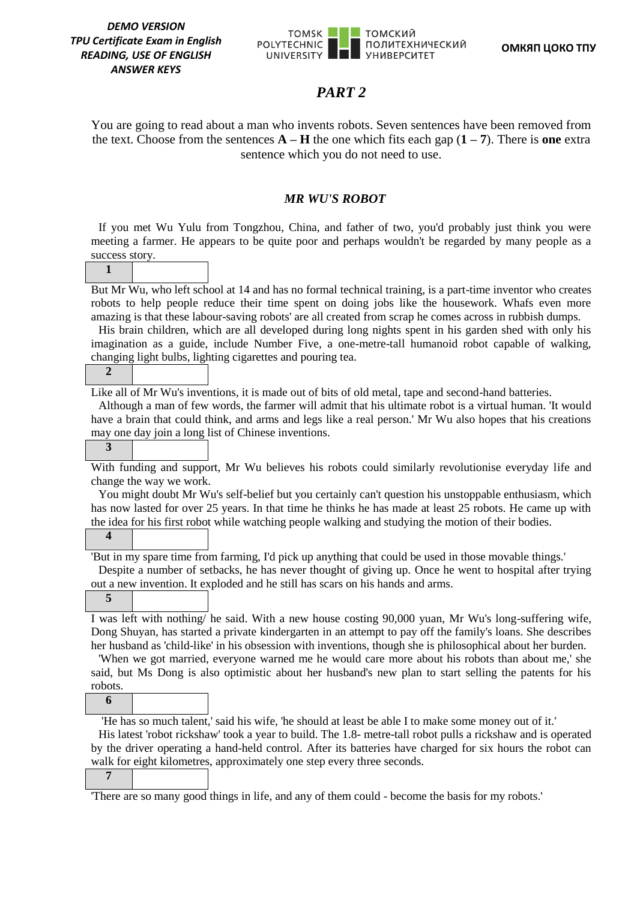## *PART 2*

You are going to read about a man who invents robots. Seven sentences have been removed from the text. Choose from the sentences **A – H** the one which fits each gap (**1 – 7**). There is **one** extra sentence which you do not need to use.

### *MR WU'S ROBOT*

If you met Wu Yulu from Tongzhou, China, and father of two, you'd probably just think you were meeting a farmer. He appears to be quite poor and perhaps wouldn't be regarded by many people as a success story.

| **1** | |
|---|---|

But Mr Wu, who left school at 14 and has no formal technical training, is a part-time inventor who creates robots to help people reduce their time spent on doing jobs like the housework. Whafs even more amazing is that these labour-saving robots' are all created from scrap he comes across in rubbish dumps.

His brain children, which are all developed during long nights spent in his garden shed with only his imagination as a guide, include Number Five, a one-metre-tall humanoid robot capable of walking, changing light bulbs, lighting cigarettes and pouring tea.

| **2** | |
|---|---|

Like all of Mr Wu's inventions, it is made out of bits of old metal, tape and second-hand batteries.

Although a man of few words, the farmer will admit that his ultimate robot is a virtual human. 'It would have a brain that could think, and arms and legs like a real person.' Mr Wu also hopes that his creations may one day join a long list of Chinese inventions.

| **3** | |
|---|---|

With funding and support, Mr Wu believes his robots could similarly revolutionise everyday life and change the way we work.

You might doubt Mr Wu's self-belief but you certainly can't question his unstoppable enthusiasm, which has now lasted for over 25 years. In that time he thinks he has made at least 25 robots. He came up with the idea for his first robot while watching people walking and studying the motion of their bodies.

| **4** | |
|---|---|

'But in my spare time from farming, I'd pick up anything that could be used in those movable things.'

Despite a number of setbacks, he has never thought of giving up. Once he went to hospital after trying out a new invention. It exploded and he still has scars on his hands and arms.

| **5** | |
|---|---|

I was left with nothing/ he said. With a new house costing 90,000 yuan, Mr Wu's long-suffering wife, Dong Shuyan, has started a private kindergarten in an attempt to pay off the family's loans. She describes her husband as 'child-like' in his obsession with inventions, though she is philosophical about her burden.

'When we got married, everyone warned me he would care more about his robots than about me,' she said, but Ms Dong is also optimistic about her husband's new plan to start selling the patents for his robots.

| **6** | |
|---|---|

'He has so much talent,' said his wife, 'he should at least be able I to make some money out of it.'

His latest 'robot rickshaw' took a year to build. The 1.8- metre-tall robot pulls a rickshaw and is operated by the driver operating a hand-held control. After its batteries have charged for six hours the robot can walk for eight kilometres, approximately one step every three seconds.

| **7** | |
|---|---|

'There are so many good things in life, and any of them could - become the basis for my robots.'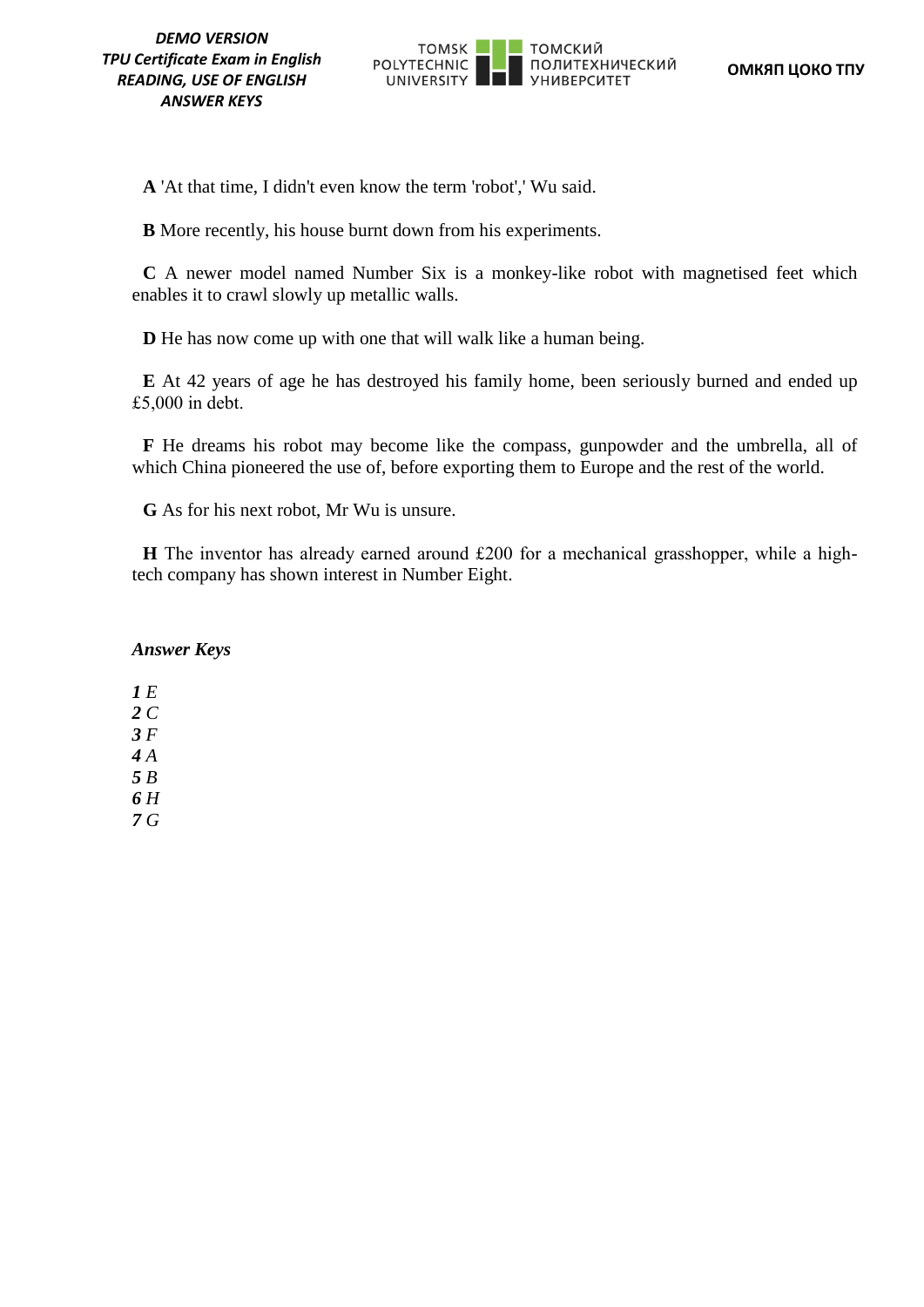**A** 'At that time, I didn't even know the term 'robot',' Wu said.

**B** More recently, his house burnt down from his experiments.

**C** A newer model named Number Six is a monkey-like robot with magnetised feet which enables it to crawl slowly up metallic walls.

**D** He has now come up with one that will walk like a human being.

**E** At 42 years of age he has destroyed his family home, been seriously burned and ended up £5,000 in debt.

**F** He dreams his robot may become like the compass, gunpowder and the umbrella, all of which China pioneered the use of, before exporting them to Europe and the rest of the world.

**G** As for his next robot, Mr Wu is unsure.

**H** The inventor has already earned around £200 for a mechanical grasshopper, while a high-tech company has shown interest in Number Eight.

***Answer Keys***

***1*** *E*
***2*** *C*
***3*** *F*
***4*** *A*
***5*** *B*
***6*** *H*
***7*** *G*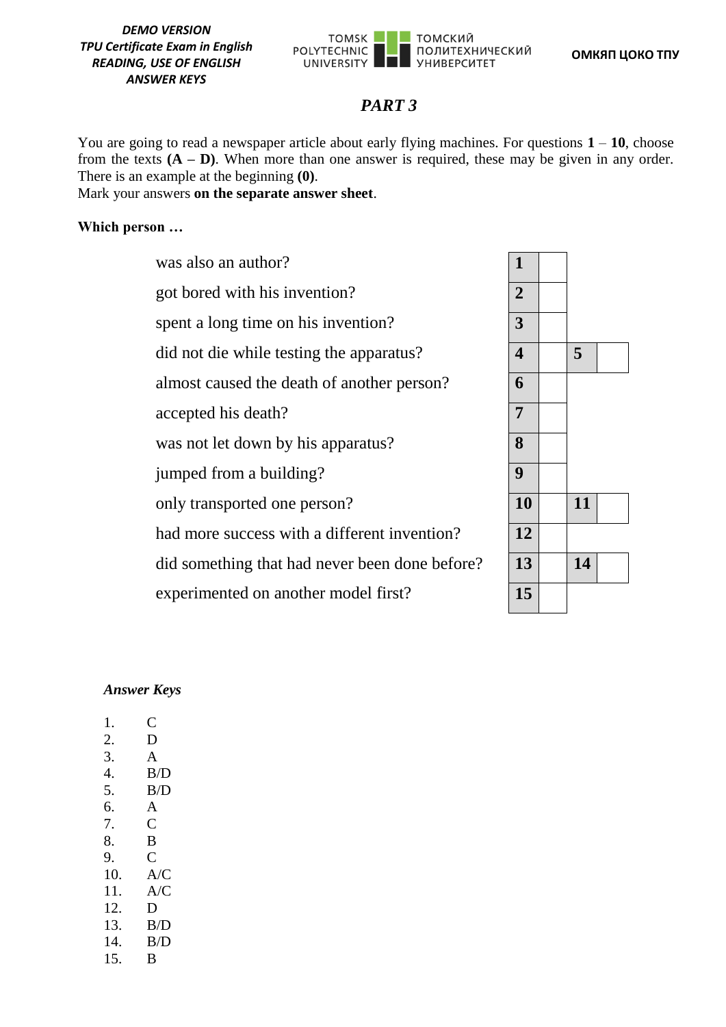## *PART 3*

You are going to read a newspaper article about early flying machines. For questions **1** – **10**, choose from the texts **(A – D)**. When more than one answer is required, these may be given in any order. There is an example at the beginning **(0)**.
Mark your answers **on the separate answer sheet**.

**Which person …**

| | | | |
|---|---|---|---|
| was also an author? | **1** | | |
| got bored with his invention? | **2** | | |
| spent a long time on his invention? | **3** | | |
| did not die while testing the apparatus? | **4** | **5** | |
| almost caused the death of another person? | **6** | | |
| accepted his death? | **7** | | |
| was not let down by his apparatus? | **8** | | |
| jumped from a building? | **9** | | |
| only transported one person? | **10** | **11** | |
| had more success with a different invention? | **12** | | |
| did something that had never been done before? | **13** | **14** | |
| experimented on another model first? | **15** | | |

### *Answer Keys*

1. C
2. D
3. A
4. B/D
5. B/D
6. A
7. C
8. B
9. C
10. A/C
11. A/C
12. D
13. B/D
14. B/D
15. B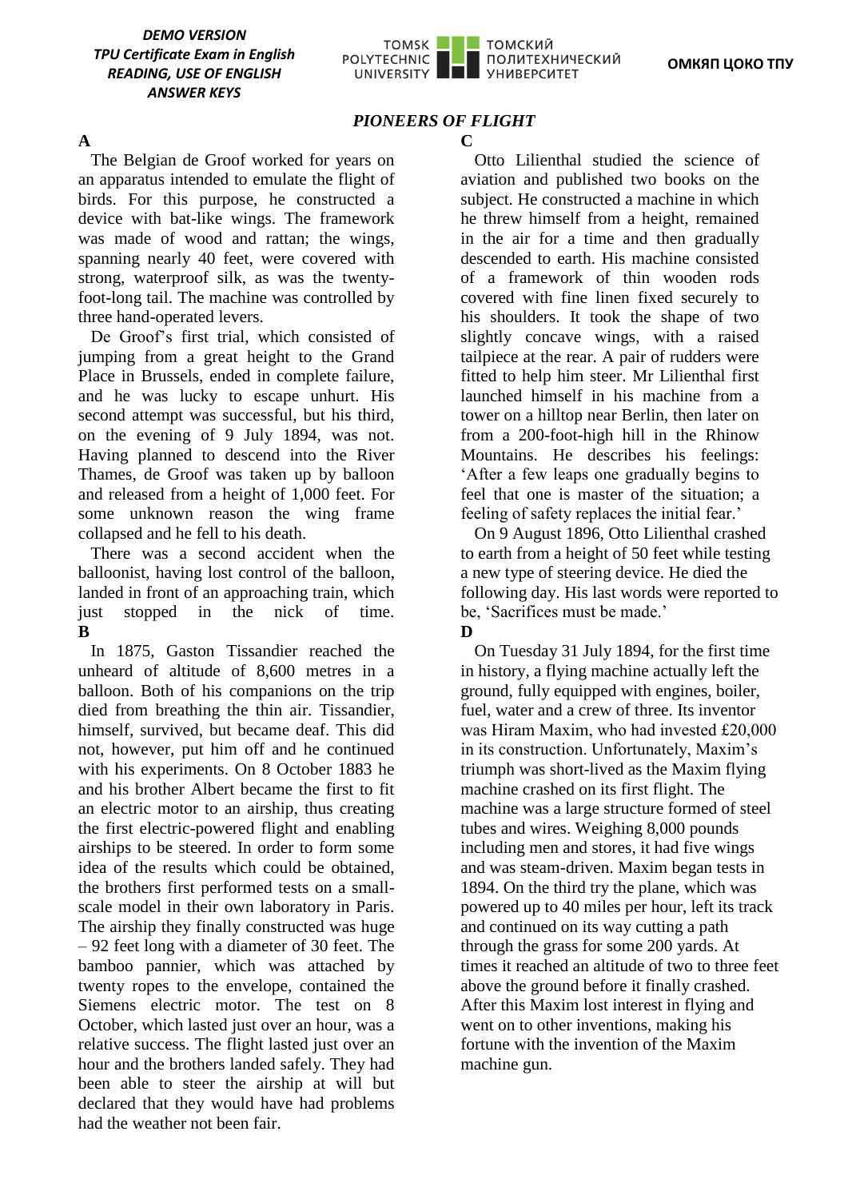## *PIONEERS OF FLIGHT*

**A**

The Belgian de Groof worked for years on an apparatus intended to emulate the flight of birds. For this purpose, he constructed a device with bat-like wings. The framework was made of wood and rattan; the wings, spanning nearly 40 feet, were covered with strong, waterproof silk, as was the twenty-foot-long tail. The machine was controlled by three hand-operated levers.

De Groof's first trial, which consisted of jumping from a great height to the Grand Place in Brussels, ended in complete failure, and he was lucky to escape unhurt. His second attempt was successful, but his third, on the evening of 9 July 1894, was not. Having planned to descend into the River Thames, de Groof was taken up by balloon and released from a height of 1,000 feet. For some unknown reason the wing frame collapsed and he fell to his death.

There was a second accident when the balloonist, having lost control of the balloon, landed in front of an approaching train, which just stopped in the nick of time.

**B**

In 1875, Gaston Tissandier reached the unheard of altitude of 8,600 metres in a balloon. Both of his companions on the trip died from breathing the thin air. Tissandier, himself, survived, but became deaf. This did not, however, put him off and he continued with his experiments. On 8 October 1883 he and his brother Albert became the first to fit an electric motor to an airship, thus creating the first electric-powered flight and enabling airships to be steered. In order to form some idea of the results which could be obtained, the brothers first performed tests on a small-scale model in their own laboratory in Paris. The airship they finally constructed was huge – 92 feet long with a diameter of 30 feet. The bamboo pannier, which was attached by twenty ropes to the envelope, contained the Siemens electric motor. The test on 8 October, which lasted just over an hour, was a relative success. The flight lasted just over an hour and the brothers landed safely. They had been able to steer the airship at will but declared that they would have had problems had the weather not been fair.

**C**

Otto Lilienthal studied the science of aviation and published two books on the subject. He constructed a machine in which he threw himself from a height, remained in the air for a time and then gradually descended to earth. His machine consisted of a framework of thin wooden rods covered with fine linen fixed securely to his shoulders. It took the shape of two slightly concave wings, with a raised tailpiece at the rear. A pair of rudders were fitted to help him steer. Mr Lilienthal first launched himself in his machine from a tower on a hilltop near Berlin, then later on from a 200-foot-high hill in the Rhinow Mountains. He describes his feelings: 'After a few leaps one gradually begins to feel that one is master of the situation; a feeling of safety replaces the initial fear.'

On 9 August 1896, Otto Lilienthal crashed to earth from a height of 50 feet while testing a new type of steering device. He died the following day. His last words were reported to be, 'Sacrifices must be made.'

**D**

On Tuesday 31 July 1894, for the first time in history, a flying machine actually left the ground, fully equipped with engines, boiler, fuel, water and a crew of three. Its inventor was Hiram Maxim, who had invested £20,000 in its construction. Unfortunately, Maxim's triumph was short-lived as the Maxim flying machine crashed on its first flight. The machine was a large structure formed of steel tubes and wires. Weighing 8,000 pounds including men and stores, it had five wings and was steam-driven. Maxim began tests in 1894. On the third try the plane, which was powered up to 40 miles per hour, left its track and continued on its way cutting a path through the grass for some 200 yards. At times it reached an altitude of two to three feet above the ground before it finally crashed. After this Maxim lost interest in flying and went on to other inventions, making his fortune with the invention of the Maxim machine gun.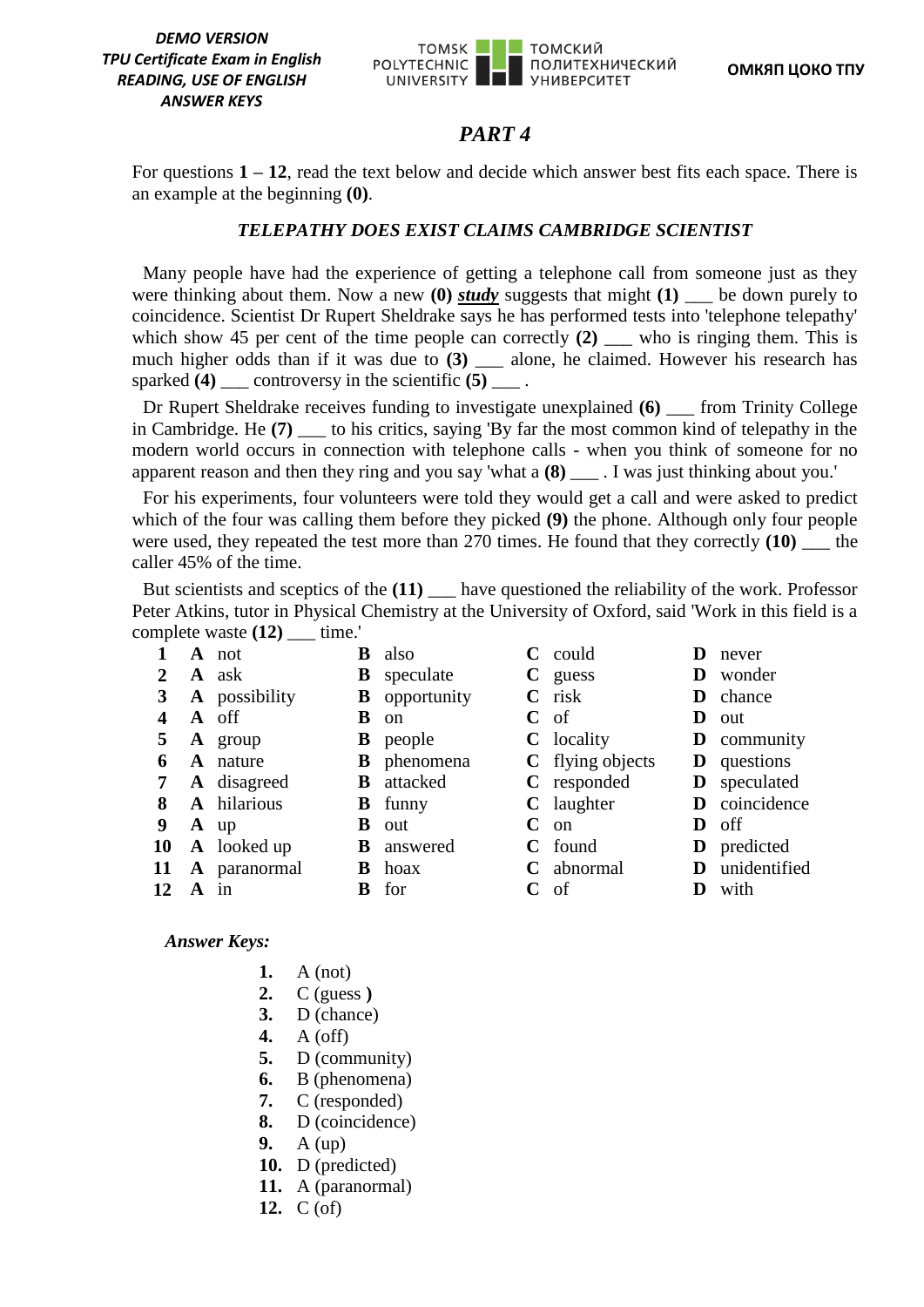## PART 4

For questions **1 – 12**, read the text below and decide which answer best fits each space. There is an example at the beginning **(0)**.

### *TELEPATHY DOES EXIST CLAIMS CAMBRIDGE SCIENTIST*

Many people have had the experience of getting a telephone call from someone just as they were thinking about them. Now a new **(0)** ***study*** suggests that might **(1)** ___ be down purely to coincidence. Scientist Dr Rupert Sheldrake says he has performed tests into 'telephone telepathy' which show 45 per cent of the time people can correctly **(2)** ___ who is ringing them. This is much higher odds than if it was due to **(3)** ___ alone, he claimed. However his research has sparked **(4)** ___ controversy in the scientific **(5)** ___ .

Dr Rupert Sheldrake receives funding to investigate unexplained **(6)** ___ from Trinity College in Cambridge. He **(7)** ___ to his critics, saying 'By far the most common kind of telepathy in the modern world occurs in connection with telephone calls - when you think of someone for no apparent reason and then they ring and you say 'what a **(8)** ___ . I was just thinking about you.'

For his experiments, four volunteers were told they would get a call and were asked to predict which of the four was calling them before they picked **(9)** the phone. Although only four people were used, they repeated the test more than 270 times. He found that they correctly **(10)** ___ the caller 45% of the time.

But scientists and sceptics of the **(11)** ___ have questioned the reliability of the work. Professor Peter Atkins, tutor in Physical Chemistry at the University of Oxford, said 'Work in this field is a complete waste **(12)** ___ time.'

| | | | | |
|---|---|---|---|---|
| **1** | **A** not | **B** also | **C** could | **D** never |
| **2** | **A** ask | **B** speculate | **C** guess | **D** wonder |
| **3** | **A** possibility | **B** opportunity | **C** risk | **D** chance |
| **4** | **A** off | **B** on | **C** of | **D** out |
| **5** | **A** group | **B** people | **C** locality | **D** community |
| **6** | **A** nature | **B** phenomena | **C** flying objects | **D** questions |
| **7** | **A** disagreed | **B** attacked | **C** responded | **D** speculated |
| **8** | **A** hilarious | **B** funny | **C** laughter | **D** coincidence |
| **9** | **A** up | **B** out | **C** on | **D** off |
| **10** | **A** looked up | **B** answered | **C** found | **D** predicted |
| **11** | **A** paranormal | **B** hoax | **C** abnormal | **D** unidentified |
| **12** | **A** in | **B** for | **C** of | **D** with |

*Answer Keys:*

1. A (not)
2. C (guess **)**
3. D (chance)
4. A (off)
5. D (community)
6. B (phenomena)
7. C (responded)
8. D (coincidence)
9. A (up)
10. D (predicted)
11. A (paranormal)
12. C (of)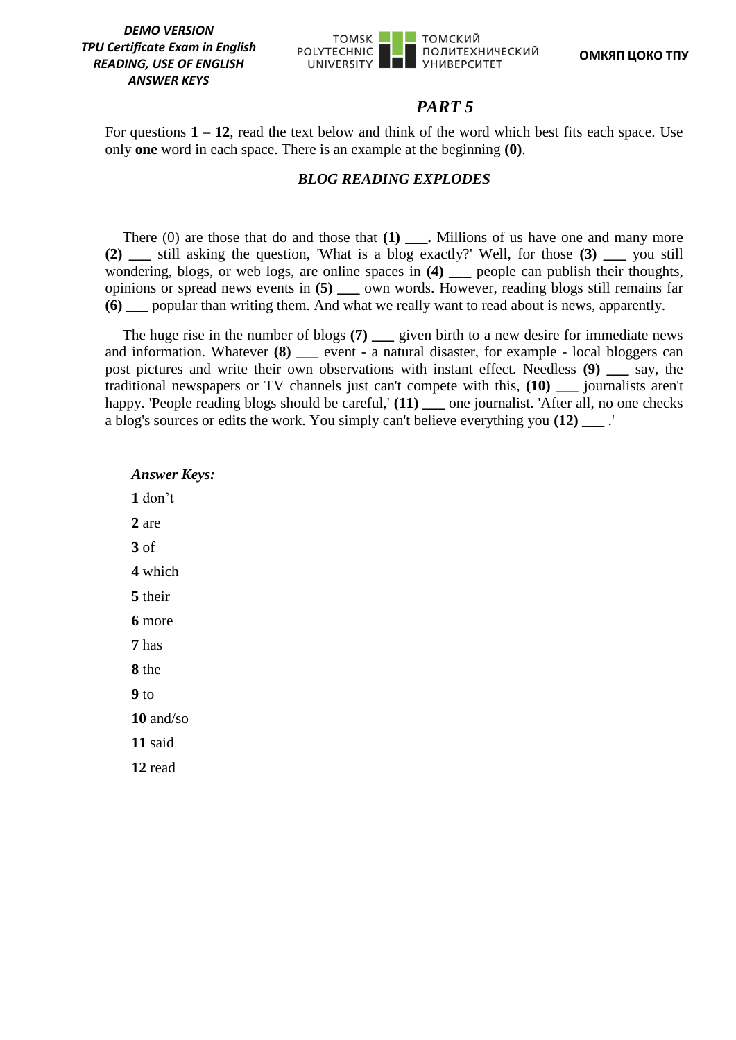## *PART 5*

For questions **1 – 12**, read the text below and think of the word which best fits each space. Use only **one** word in each space. There is an example at the beginning **(0)**.

### *BLOG READING EXPLODES*

There (0) are those that do and those that **(1) ___.** Millions of us have one and many more **(2) ___** still asking the question, 'What is a blog exactly?' Well, for those **(3) ___** you still wondering, blogs, or web logs, are online spaces in **(4) ___** people can publish their thoughts, opinions or spread news events in **(5) ___** own words. However, reading blogs still remains far **(6) ___** popular than writing them. And what we really want to read about is news, apparently.

The huge rise in the number of blogs **(7) ___** given birth to a new desire for immediate news and information. Whatever **(8) ___** event - a natural disaster, for example - local bloggers can post pictures and write their own observations with instant effect. Needless **(9) ___** say, the traditional newspapers or TV channels just can't compete with this, **(10) ___** journalists aren't happy. 'People reading blogs should be careful,' **(11) ___** one journalist. 'After all, no one checks a blog's sources or edits the work. You simply can't believe everything you **(12) ___** .'

***Answer Keys:***

**1** don't

**2** are

**3** of

**4** which

**5** their

**6** more

**7** has

**8** the

**9** to

**10** and/so

**11** said

**12** read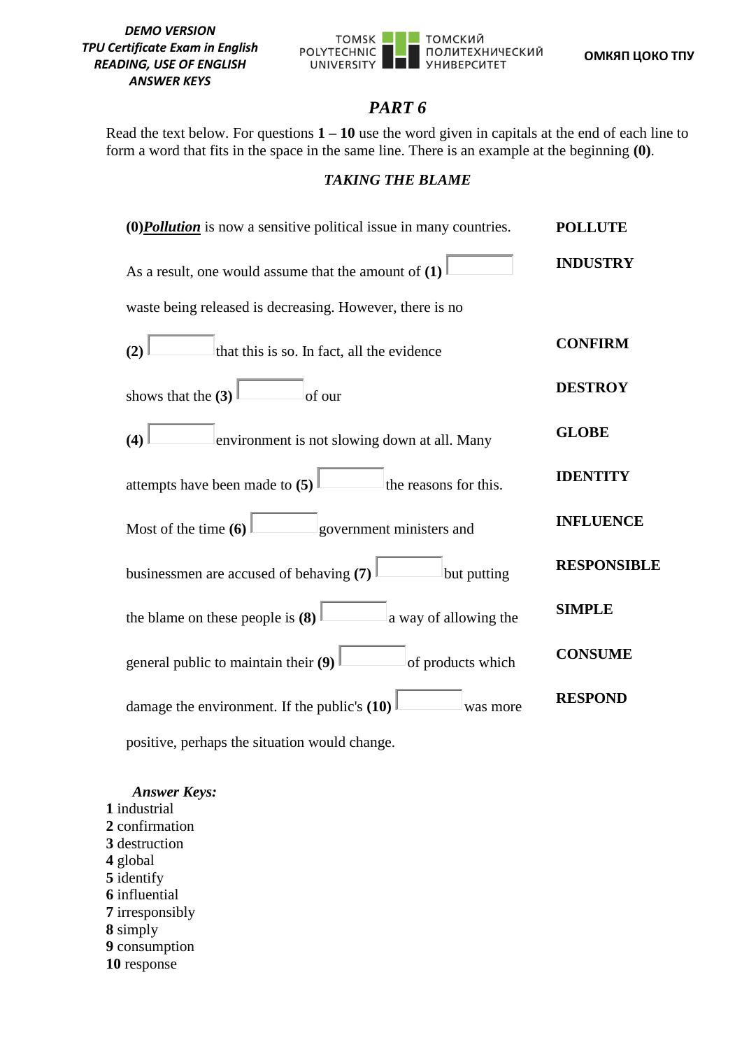## PART 6

Read the text below. For questions **1 – 10** use the word given in capitals at the end of each line to form a word that fits in the space in the same line. There is an example at the beginning **(0)**.

### *TAKING THE BLAME*

| Text | Word |
|---|---|
| **(0)*Pollution*** is now a sensitive political issue in many countries. | **POLLUTE** |
| As a result, one would assume that the amount of **(1)** ______ | **INDUSTRY** |
| waste being released is decreasing. However, there is no | |
| **(2)** ______ that this is so. In fact, all the evidence | **CONFIRM** |
| shows that the **(3)** ______ of our | **DESTROY** |
| **(4)** ______ environment is not slowing down at all. Many | **GLOBE** |
| attempts have been made to **(5)** ______ the reasons for this. | **IDENTITY** |
| Most of the time **(6)** ______ government ministers and | **INFLUENCE** |
| businessmen are accused of behaving **(7)** ______ but putting | **RESPONSIBLE** |
| the blame on these people is **(8)** ______ a way of allowing the | **SIMPLE** |
| general public to maintain their **(9)** ______ of products which | **CONSUME** |
| damage the environment. If the public's **(10)** ______ was more | **RESPOND** |
| positive, perhaps the situation would change. | |

***Answer Keys:***

**1** industrial
**2** confirmation
**3** destruction
**4** global
**5** identify
**6** influential
**7** irresponsibly
**8** simply
**9** consumption
**10** response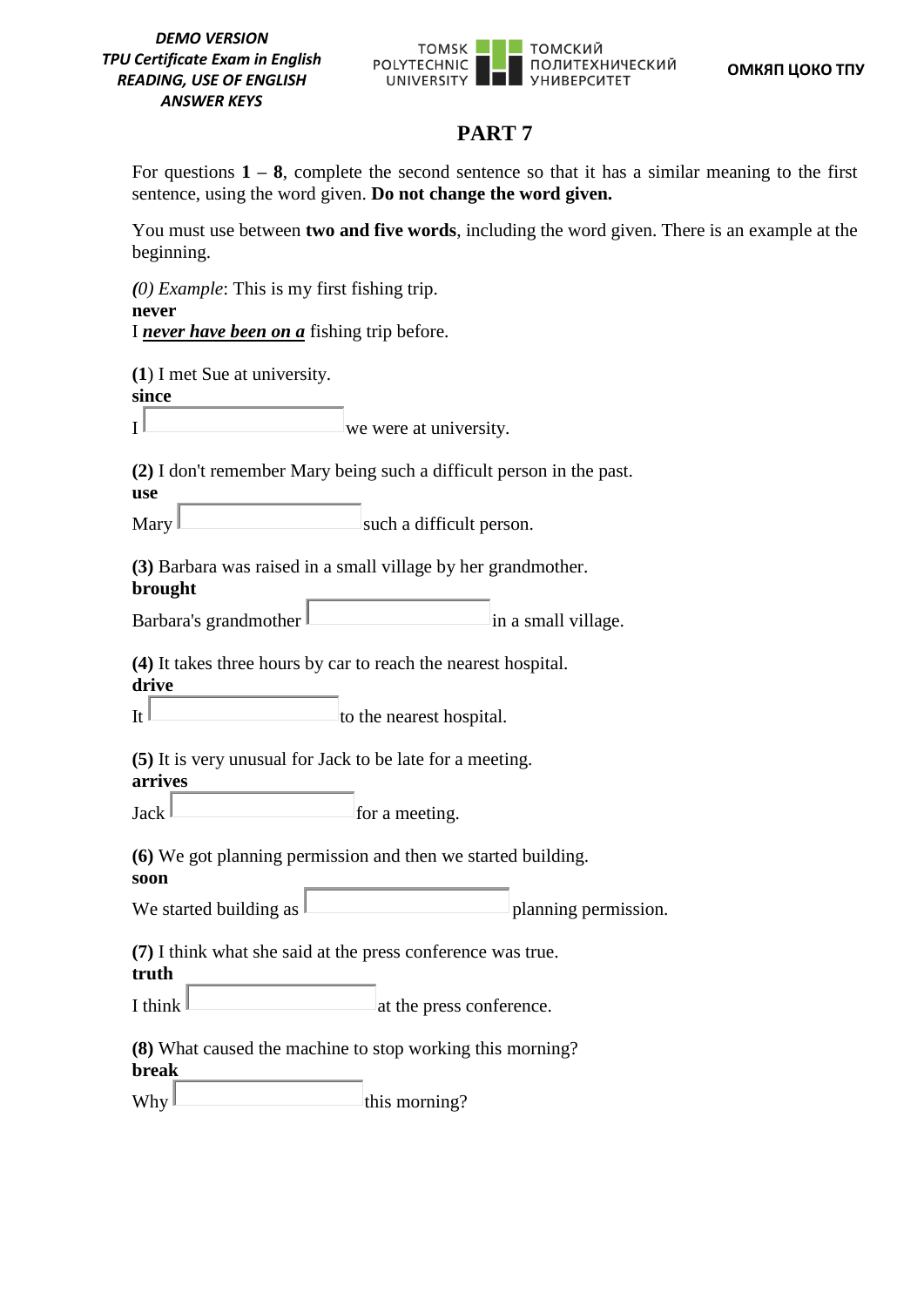## PART 7

For questions **1 – 8**, complete the second sentence so that it has a similar meaning to the first sentence, using the word given. **Do not change the word given.**

You must use between **two and five words**, including the word given. There is an example at the beginning.

*(0) Example*: This is my first fishing trip.
**never**
I ***never have been on a*** fishing trip before.

**(1**) I met Sue at university.
**since**
I ______ we were at university.

**(2)** I don't remember Mary being such a difficult person in the past.
**use**
Mary ______ such a difficult person.

**(3)** Barbara was raised in a small village by her grandmother.
**brought**
Barbara's grandmother ______ in a small village.

**(4)** It takes three hours by car to reach the nearest hospital.
**drive**
It ______ to the nearest hospital.

**(5)** It is very unusual for Jack to be late for a meeting.
**arrives**
Jack ______ for a meeting.

**(6)** We got planning permission and then we started building.
**soon**
We started building as ______ planning permission.

**(7)** I think what she said at the press conference was true.
**truth**
I think ______ at the press conference.

**(8)** What caused the machine to stop working this morning?
**break**
Why ______ this morning?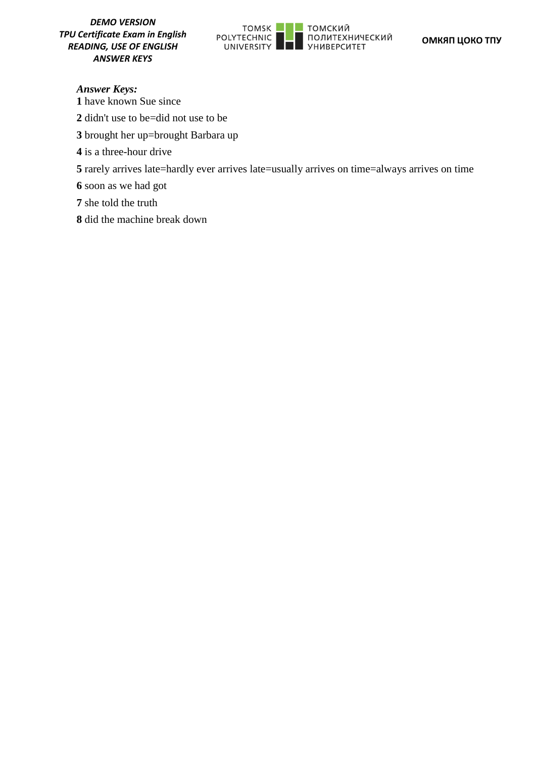*Answer Keys:*

**1** have known Sue since

**2** didn't use to be=did not use to be

**3** brought her up=brought Barbara up

**4** is a three-hour drive

**5** rarely arrives late=hardly ever arrives late=usually arrives on time=always arrives on time

**6** soon as we had got

**7** she told the truth

**8** did the machine break down